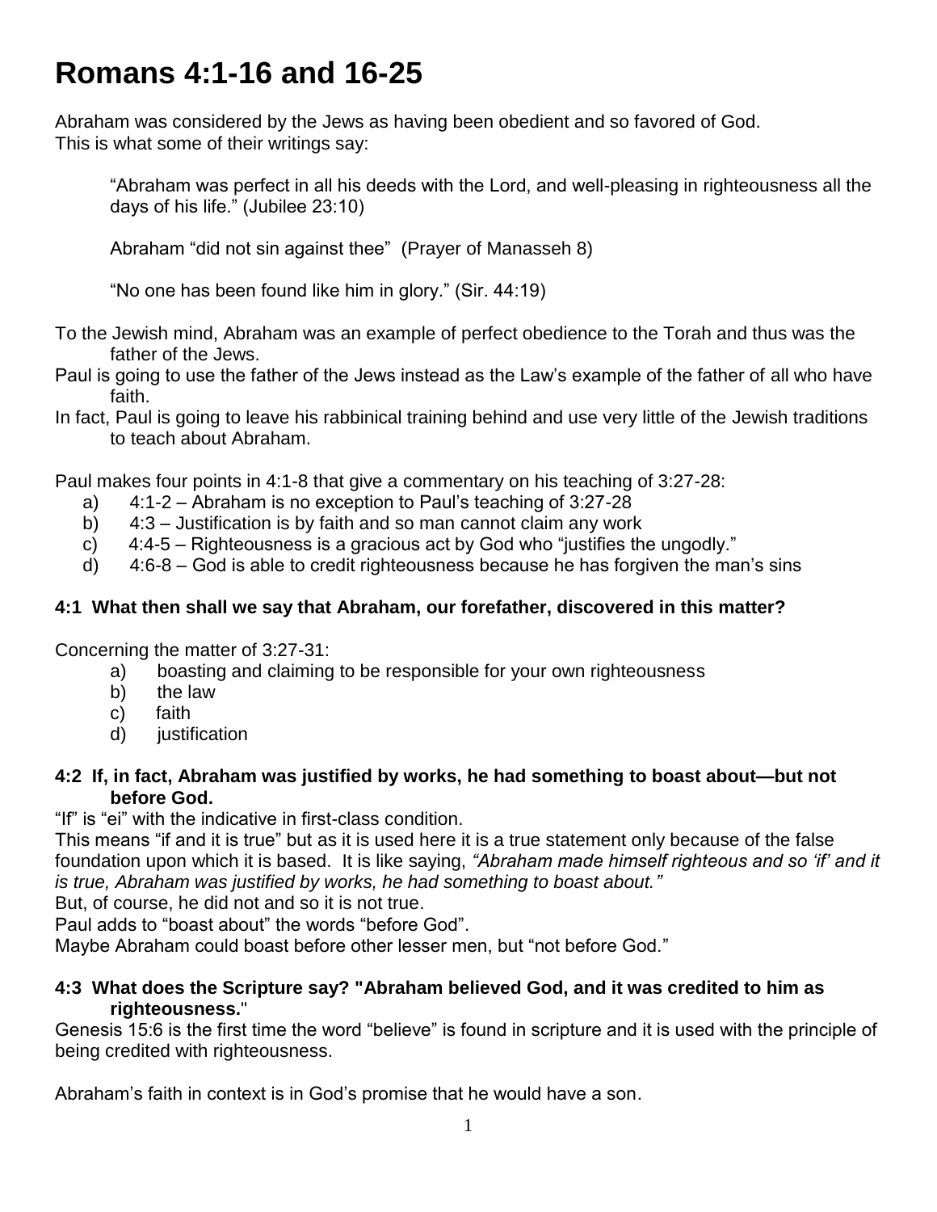# Romans 4:1-16 and 16-25

Abraham was considered by the Jews as having been obedient and so favored of God.
This is what some of their writings say:

> "Abraham was perfect in all his deeds with the Lord, and well-pleasing in righteousness all the days of his life." (Jubilee 23:10)
>
> Abraham "did not sin against thee" (Prayer of Manasseh 8)
>
> "No one has been found like him in glory." (Sir. 44:19)

To the Jewish mind, Abraham was an example of perfect obedience to the Torah and thus was the father of the Jews.

Paul is going to use the father of the Jews instead as the Law's example of the father of all who have faith.

In fact, Paul is going to leave his rabbinical training behind and use very little of the Jewish traditions to teach about Abraham.

Paul makes four points in 4:1-8 that give a commentary on his teaching of 3:27-28:

a) 4:1-2 – Abraham is no exception to Paul's teaching of 3:27-28
b) 4:3 – Justification is by faith and so man cannot claim any work
c) 4:4-5 – Righteousness is a gracious act by God who "justifies the ungodly."
d) 4:6-8 – God is able to credit righteousness because he has forgiven the man's sins

### 4:1 What then shall we say that Abraham, our forefather, discovered in this matter?

Concerning the matter of 3:27-31:

a) boasting and claiming to be responsible for your own righteousness
b) the law
c) faith
d) justification

### 4:2 If, in fact, Abraham was justified by works, he had something to boast about—but not before God.

"If" is "ei" with the indicative in first-class condition.

This means "if and it is true" but as it is used here it is a true statement only because of the false foundation upon which it is based. It is like saying, *"Abraham made himself righteous and so 'if' and it is true, Abraham was justified by works, he had something to boast about."*

But, of course, he did not and so it is not true.

Paul adds to "boast about" the words "before God".

Maybe Abraham could boast before other lesser men, but "not before God."

### 4:3 What does the Scripture say? "Abraham believed God, and it was credited to him as righteousness."

Genesis 15:6 is the first time the word "believe" is found in scripture and it is used with the principle of being credited with righteousness.

Abraham's faith in context is in God's promise that he would have a son.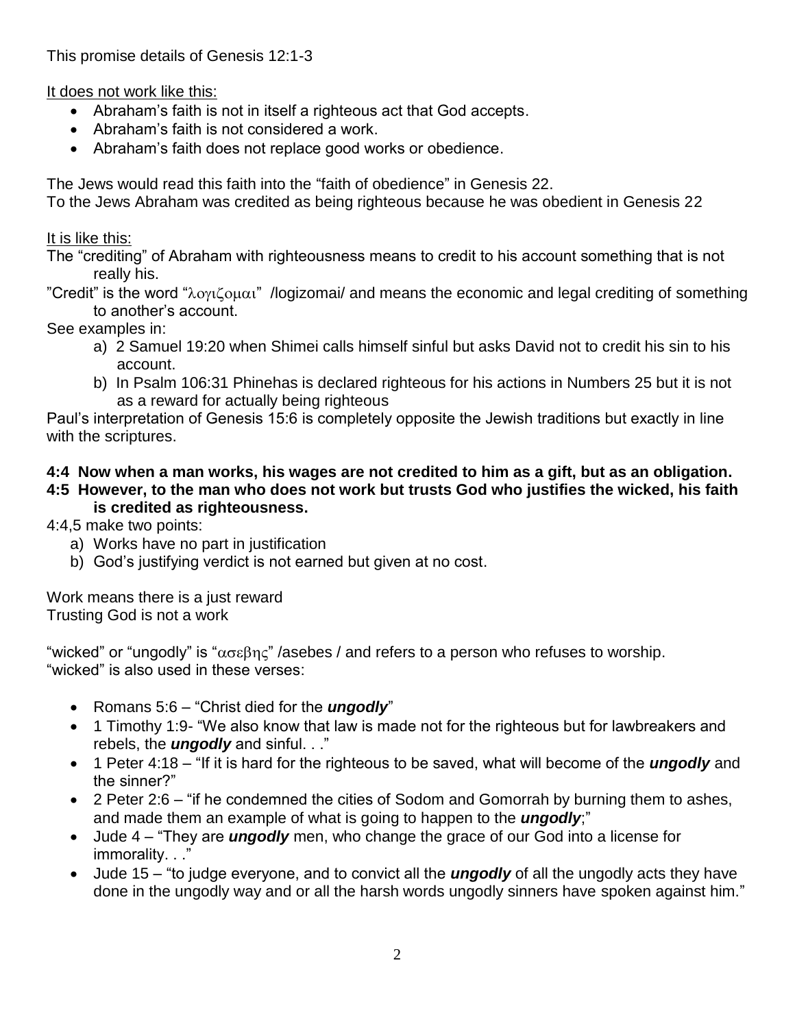This promise details of Genesis 12:1-3

<u>It does not work like this:</u>

- Abraham's faith is not in itself a righteous act that God accepts.
- Abraham's faith is not considered a work.
- Abraham's faith does not replace good works or obedience.

The Jews would read this faith into the "faith of obedience" in Genesis 22.
To the Jews Abraham was credited as being righteous because he was obedient in Genesis 22

<u>It is like this:</u>

The "crediting" of Abraham with righteousness means to credit to his account something that is not really his.

"Credit" is the word "λογιζομαι" /logizomai/ and means the economic and legal crediting of something to another's account.

See examples in:

a) 2 Samuel 19:20 when Shimei calls himself sinful but asks David not to credit his sin to his account.
b) In Psalm 106:31 Phinehas is declared righteous for his actions in Numbers 25 but it is not as a reward for actually being righteous

Paul's interpretation of Genesis 15:6 is completely opposite the Jewish traditions but exactly in line with the scriptures.

**4:4 Now when a man works, his wages are not credited to him as a gift, but as an obligation.**
**4:5 However, to the man who does not work but trusts God who justifies the wicked, his faith is credited as righteousness.**

4:4,5 make two points:

a) Works have no part in justification
b) God's justifying verdict is not earned but given at no cost.

Work means there is a just reward
Trusting God is not a work

"wicked" or "ungodly" is "ασεβης" /asebes / and refers to a person who refuses to worship.
"wicked" is also used in these verses:

- Romans 5:6 – "Christ died for the ***ungodly***"
- 1 Timothy 1:9- "We also know that law is made not for the righteous but for lawbreakers and rebels, the ***ungodly*** and sinful. . ."
- 1 Peter 4:18 – "If it is hard for the righteous to be saved, what will become of the ***ungodly*** and the sinner?"
- 2 Peter 2:6 – "if he condemned the cities of Sodom and Gomorrah by burning them to ashes, and made them an example of what is going to happen to the ***ungodly***;"
- Jude 4 – "They are ***ungodly*** men, who change the grace of our God into a license for immorality. . ."
- Jude 15 – "to judge everyone, and to convict all the ***ungodly*** of all the ungodly acts they have done in the ungodly way and or all the harsh words ungodly sinners have spoken against him."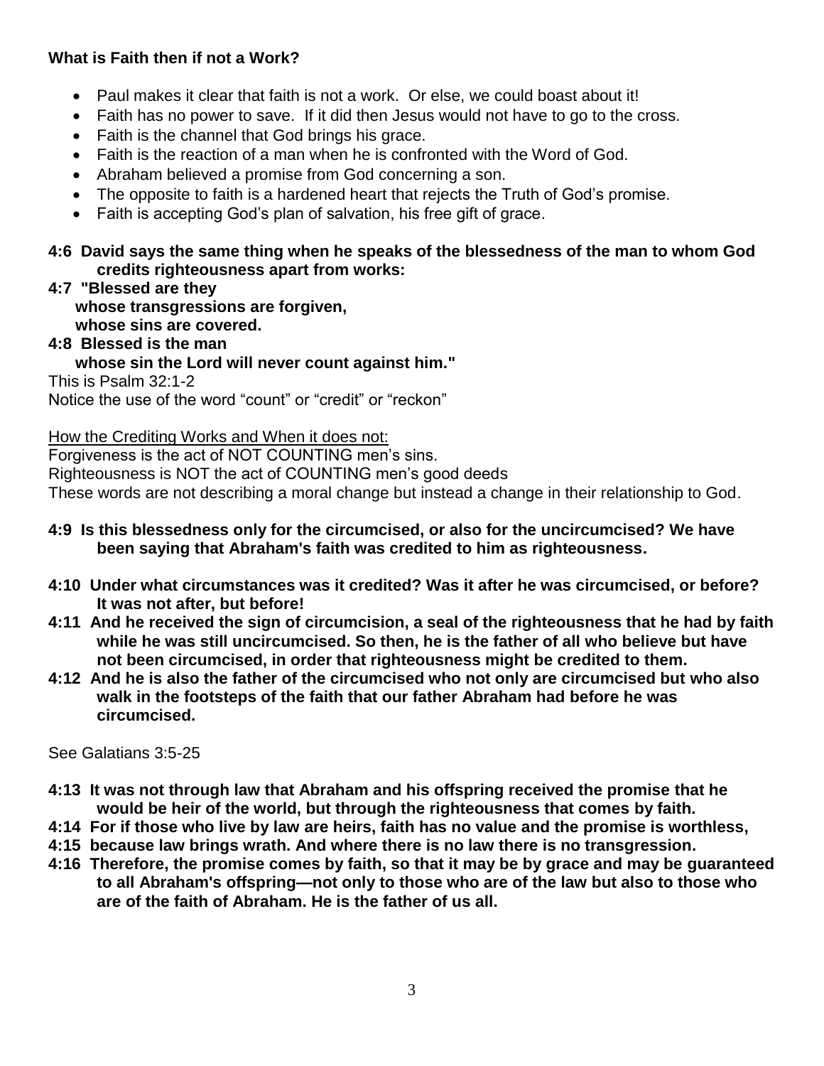**What is Faith then if not a Work?**

- Paul makes it clear that faith is not a work. Or else, we could boast about it!
- Faith has no power to save. If it did then Jesus would not have to go to the cross.
- Faith is the channel that God brings his grace.
- Faith is the reaction of a man when he is confronted with the Word of God.
- Abraham believed a promise from God concerning a son.
- The opposite to faith is a hardened heart that rejects the Truth of God's promise.
- Faith is accepting God's plan of salvation, his free gift of grace.

**4:6 David says the same thing when he speaks of the blessedness of the man to whom God credits righteousness apart from works:**

**4:7 "Blessed are they**
**whose transgressions are forgiven,**
**whose sins are covered.**

**4:8 Blessed is the man**
**whose sin the Lord will never count against him."**

This is Psalm 32:1-2
Notice the use of the word "count" or "credit" or "reckon"

How the Crediting Works and When it does not:
Forgiveness is the act of NOT COUNTING men's sins.
Righteousness is NOT the act of COUNTING men's good deeds
These words are not describing a moral change but instead a change in their relationship to God.

**4:9 Is this blessedness only for the circumcised, or also for the uncircumcised? We have been saying that Abraham's faith was credited to him as righteousness.**

**4:10 Under what circumstances was it credited? Was it after he was circumcised, or before? It was not after, but before!**

**4:11 And he received the sign of circumcision, a seal of the righteousness that he had by faith while he was still uncircumcised. So then, he is the father of all who believe but have not been circumcised, in order that righteousness might be credited to them.**

**4:12 And he is also the father of the circumcised who not only are circumcised but who also walk in the footsteps of the faith that our father Abraham had before he was circumcised.**

See Galatians 3:5-25

**4:13 It was not through law that Abraham and his offspring received the promise that he would be heir of the world, but through the righteousness that comes by faith.**

**4:14 For if those who live by law are heirs, faith has no value and the promise is worthless,**

**4:15 because law brings wrath. And where there is no law there is no transgression.**

**4:16 Therefore, the promise comes by faith, so that it may be by grace and may be guaranteed to all Abraham's offspring—not only to those who are of the law but also to those who are of the faith of Abraham. He is the father of us all.**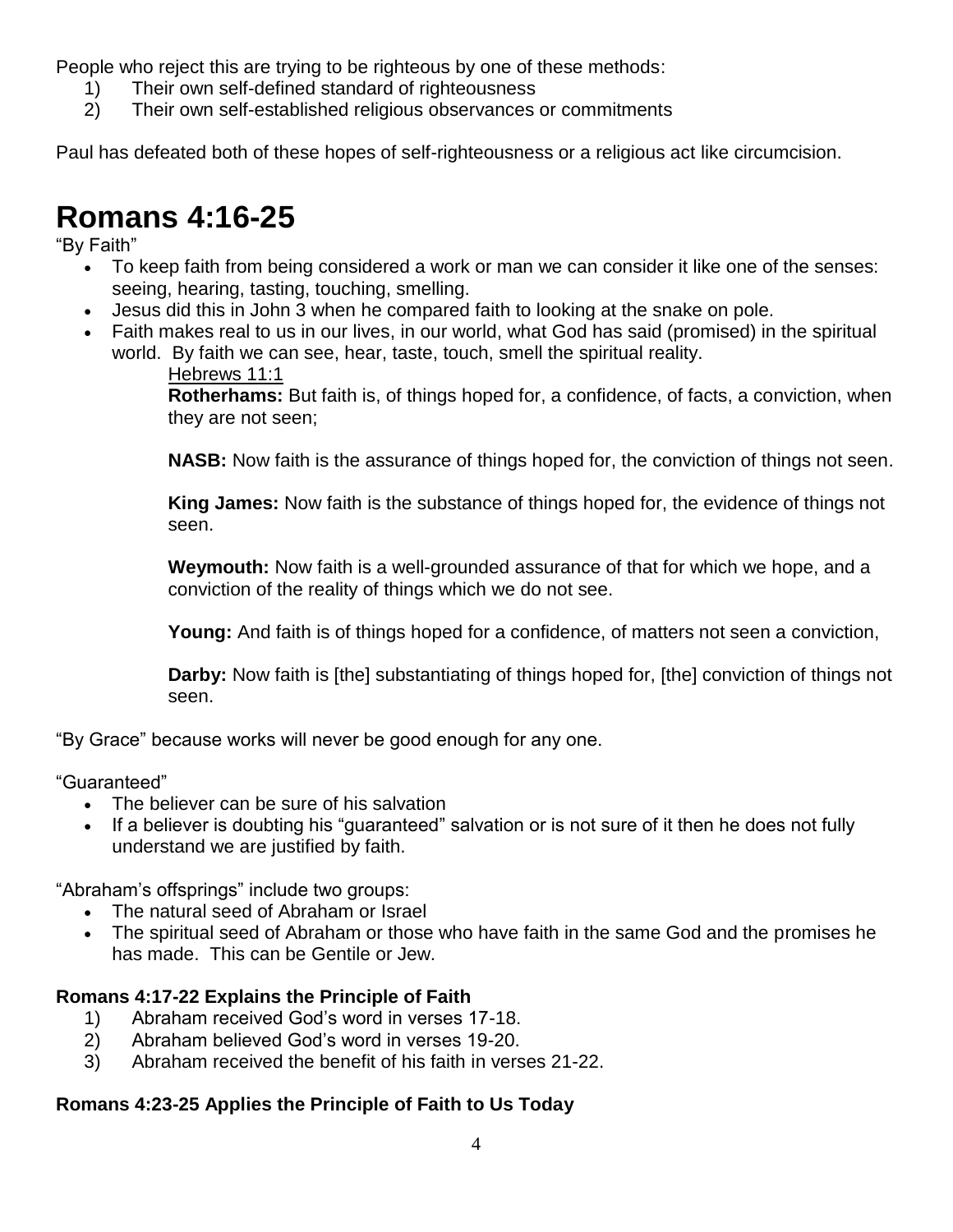People who reject this are trying to be righteous by one of these methods:

1) Their own self-defined standard of righteousness
2) Their own self-established religious observances or commitments

Paul has defeated both of these hopes of self-righteousness or a religious act like circumcision.

# Romans 4:16-25

"By Faith"

- To keep faith from being considered a work or man we can consider it like one of the senses: seeing, hearing, tasting, touching, smelling.
- Jesus did this in John 3 when he compared faith to looking at the snake on pole.
- Faith makes real to us in our lives, in our world, what God has said (promised) in the spiritual world. By faith we can see, hear, taste, touch, smell the spiritual reality.

  Hebrews 11:1

  **Rotherhams:** But faith is, of things hoped for, a confidence, of facts, a conviction, when they are not seen;

  **NASB:** Now faith is the assurance of things hoped for, the conviction of things not seen.

  **King James:** Now faith is the substance of things hoped for, the evidence of things not seen.

  **Weymouth:** Now faith is a well-grounded assurance of that for which we hope, and a conviction of the reality of things which we do not see.

  **Young:** And faith is of things hoped for a confidence, of matters not seen a conviction,

  **Darby:** Now faith is [the] substantiating of things hoped for, [the] conviction of things not seen.

"By Grace" because works will never be good enough for any one.

"Guaranteed"

- The believer can be sure of his salvation
- If a believer is doubting his "guaranteed" salvation or is not sure of it then he does not fully understand we are justified by faith.

"Abraham's offsprings" include two groups:

- The natural seed of Abraham or Israel
- The spiritual seed of Abraham or those who have faith in the same God and the promises he has made. This can be Gentile or Jew.

**Romans 4:17-22 Explains the Principle of Faith**

1) Abraham received God's word in verses 17-18.
2) Abraham believed God's word in verses 19-20.
3) Abraham received the benefit of his faith in verses 21-22.

**Romans 4:23-25 Applies the Principle of Faith to Us Today**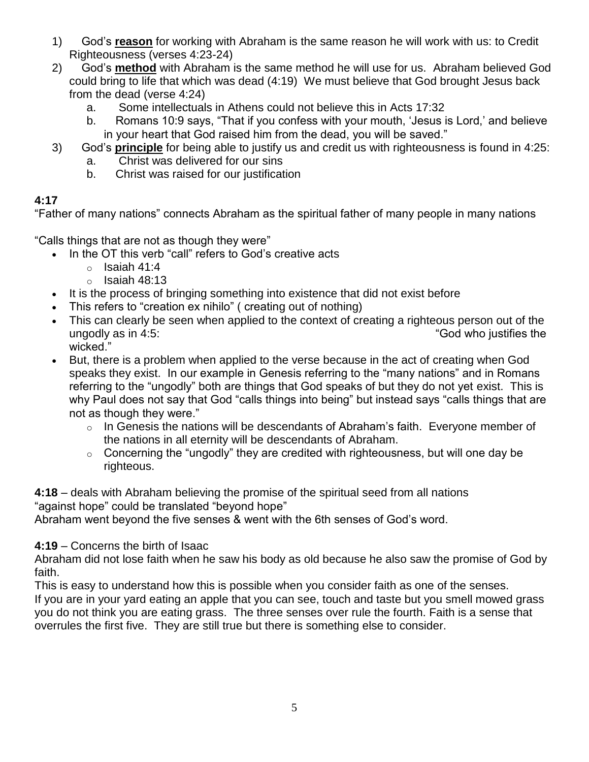1) God's **reason** for working with Abraham is the same reason he will work with us: to Credit Righteousness (verses 4:23-24)
2) God's **method** with Abraham is the same method he will use for us. Abraham believed God could bring to life that which was dead (4:19) We must believe that God brought Jesus back from the dead (verse 4:24)
   a. Some intellectuals in Athens could not believe this in Acts 17:32
   b. Romans 10:9 says, "That if you confess with your mouth, 'Jesus is Lord,' and believe in your heart that God raised him from the dead, you will be saved."
3) God's **principle** for being able to justify us and credit us with righteousness is found in 4:25:
   a. Christ was delivered for our sins
   b. Christ was raised for our justification

**4:17**

"Father of many nations" connects Abraham as the spiritual father of many people in many nations

"Calls things that are not as though they were"

- In the OT this verb "call" refers to God's creative acts
  - Isaiah 41:4
  - Isaiah 48:13
- It is the process of bringing something into existence that did not exist before
- This refers to "creation ex nihilo" ( creating out of nothing)
- This can clearly be seen when applied to the context of creating a righteous person out of the ungodly as in 4:5: "God who justifies the wicked."
- But, there is a problem when applied to the verse because in the act of creating when God speaks they exist. In our example in Genesis referring to the "many nations" and in Romans referring to the "ungodly" both are things that God speaks of but they do not yet exist. This is why Paul does not say that God "calls things into being" but instead says "calls things that are not as though they were."
  - In Genesis the nations will be descendants of Abraham's faith. Everyone member of the nations in all eternity will be descendants of Abraham.
  - Concerning the "ungodly" they are credited with righteousness, but will one day be righteous.

**4:18** – deals with Abraham believing the promise of the spiritual seed from all nations
"against hope" could be translated "beyond hope"
Abraham went beyond the five senses & went with the 6th senses of God's word.

**4:19** – Concerns the birth of Isaac
Abraham did not lose faith when he saw his body as old because he also saw the promise of God by faith.
This is easy to understand how this is possible when you consider faith as one of the senses.
If you are in your yard eating an apple that you can see, touch and taste but you smell mowed grass you do not think you are eating grass. The three senses over rule the fourth. Faith is a sense that overrules the first five. They are still true but there is something else to consider.